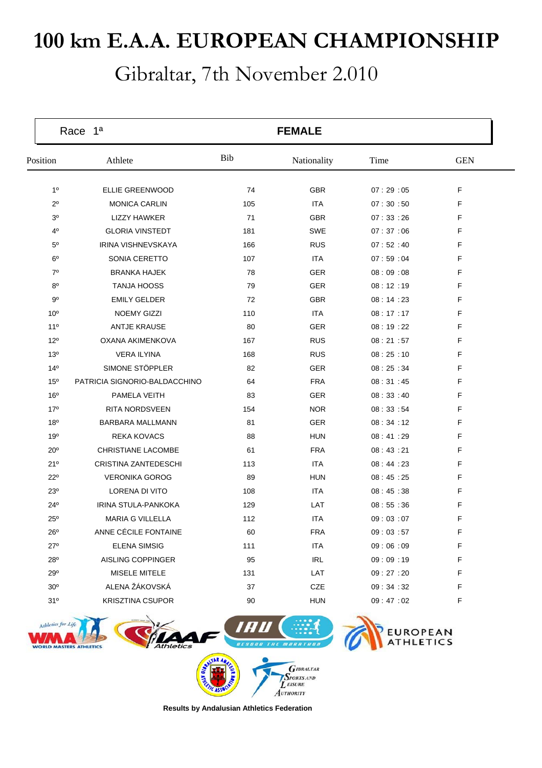# 100 km E.A.A. EUROPEAN CHAMPIONSHIP

## Gibraltar, 7th November 2.010

| Race 1ª | | | FEMALE | | |
|---|---|---|---|---|---|
| Position | Athlete | Bib | Nationality | Time | GEN |
| 1º | ELLIE GREENWOOD | 74 | GBR | 07 : 29 :05 | F |
| 2º | MONICA CARLIN | 105 | ITA | 07 : 30 :50 | F |
| 3º | LIZZY HAWKER | 71 | GBR | 07 : 33 :26 | F |
| 4º | GLORIA VINSTEDT | 181 | SWE | 07 : 37 :06 | F |
| 5º | IRINA VISHNEVSKAYA | 166 | RUS | 07 : 52 :40 | F |
| 6º | SONIA CERETTO | 107 | ITA | 07 : 59 :04 | F |
| 7º | BRANKA HAJEK | 78 | GER | 08 : 09 :08 | F |
| 8º | TANJA HOOSS | 79 | GER | 08 : 12 :19 | F |
| 9º | EMILY GELDER | 72 | GBR | 08 : 14 :23 | F |
| 10º | NOEMY GIZZI | 110 | ITA | 08 : 17 :17 | F |
| 11º | ANTJE KRAUSE | 80 | GER | 08 : 19 :22 | F |
| 12º | OXANA AKIMENKOVA | 167 | RUS | 08 : 21 :57 | F |
| 13º | VERA ILYINA | 168 | RUS | 08 : 25 :10 | F |
| 14º | SIMONE STÖPPLER | 82 | GER | 08 : 25 :34 | F |
| 15º | PATRICIA SIGNORIO-BALDACCHINO | 64 | FRA | 08 : 31 :45 | F |
| 16º | PAMELA VEITH | 83 | GER | 08 : 33 :40 | F |
| 17º | RITA NORDSVEEN | 154 | NOR | 08 : 33 :54 | F |
| 18º | BARBARA MALLMANN | 81 | GER | 08 : 34 :12 | F |
| 19º | REKA KOVACS | 88 | HUN | 08 : 41 :29 | F |
| 20º | CHRISTIANE LACOMBE | 61 | FRA | 08 : 43 :21 | F |
| 21º | CRISTINA ZANTEDESCHI | 113 | ITA | 08 : 44 :23 | F |
| 22º | VERONIKA GOROG | 89 | HUN | 08 : 45 :25 | F |
| 23º | LORENA DI VITO | 108 | ITA | 08 : 45 :38 | F |
| 24º | IRINA STULA-PANKOKA | 129 | LAT | 08 : 55 :36 | F |
| 25º | MARIA G VILLELLA | 112 | ITA | 09 : 03 :07 | F |
| 26º | ANNE CÉCILE FONTAINE | 60 | FRA | 09 : 03 :57 | F |
| 27º | ELENA SIMSIG | 111 | ITA | 09 : 06 :09 | F |
| 28º | AISLING COPPINGER | 95 | IRL | 09 : 09 :19 | F |
| 29º | MISELE MITELE | 131 | LAT | 09 : 27 :20 | F |
| 30º | ALENA ŽÁKOVSKÁ | 37 | CZE | 09 : 34 :32 | F |
| 31º | KRISZTINA CSUPOR | 90 | HUN | 09 : 47 :02 | F |

**Results by Andalusian Athletics Federation**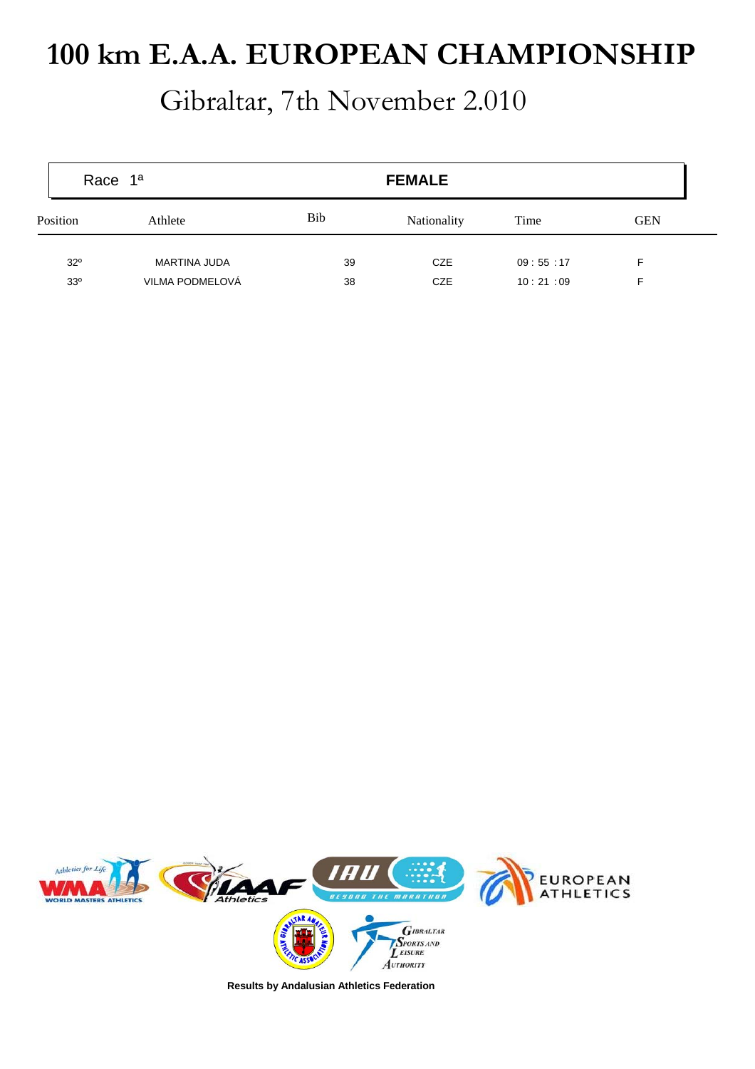# 100 km E.A.A. EUROPEAN CHAMPIONSHIP

## Gibraltar, 7th November 2.010

| Race 1ª | | FEMALE | | | |
|---|---|---|---|---|---|
| Position | Athlete | Bib | Nationality | Time | GEN |
| 32º | MARTINA JUDA | 39 | CZE | 09 : 55 : 17 | F |
| 33º | VILMA PODMELOVÁ | 38 | CZE | 10 : 21 : 09 | F |

**Results by Andalusian Athletics Federation**